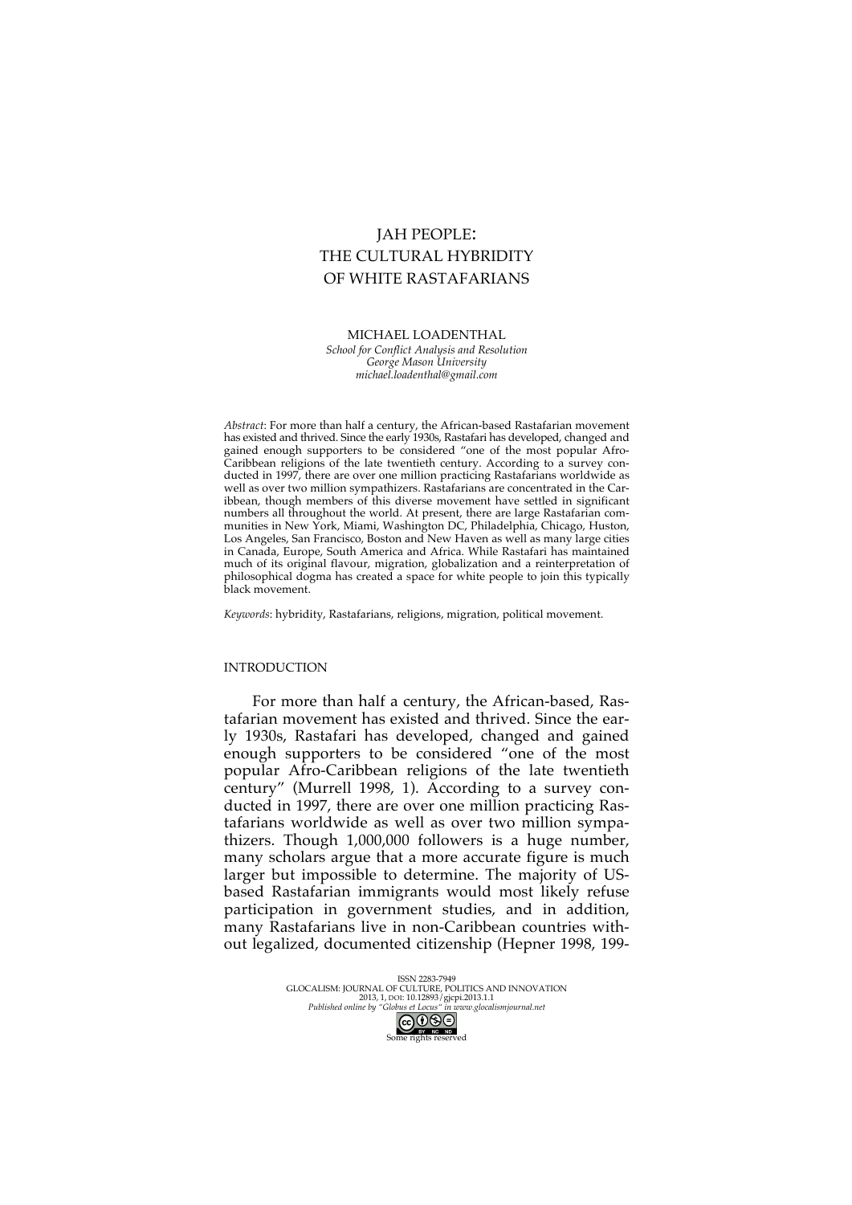# JAH PEOPLE: THE CULTURAL HYBRIDITY OF WHITE RASTAFARIANS

MICHAEL LOADENTHAL

*School for Conflict Analysis and Resolution*
*George Mason University*
*michael.loadenthal@gmail.com*

*Abstract*: For more than half a century, the African-based Rastafarian movement has existed and thrived. Since the early 1930s, Rastafari has developed, changed and gained enough supporters to be considered "one of the most popular Afro-Caribbean religions of the late twentieth century. According to a survey conducted in 1997, there are over one million practicing Rastafarians worldwide as well as over two million sympathizers. Rastafarians are concentrated in the Caribbean, though members of this diverse movement have settled in significant numbers all throughout the world. At present, there are large Rastafarian communities in New York, Miami, Washington DC, Philadelphia, Chicago, Huston, Los Angeles, San Francisco, Boston and New Haven as well as many large cities in Canada, Europe, South America and Africa. While Rastafari has maintained much of its original flavour, migration, globalization and a reinterpretation of philosophical dogma has created a space for white people to join this typically black movement.

*Keywords*: hybridity, Rastafarians, religions, migration, political movement.

## INTRODUCTION

For more than half a century, the African-based, Rastafarian movement has existed and thrived. Since the early 1930s, Rastafari has developed, changed and gained enough supporters to be considered "one of the most popular Afro-Caribbean religions of the late twentieth century" (Murrell 1998, 1). According to a survey conducted in 1997, there are over one million practicing Rastafarians worldwide as well as over two million sympathizers. Though 1,000,000 followers is a huge number, many scholars argue that a more accurate figure is much larger but impossible to determine. The majority of US-based Rastafarian immigrants would most likely refuse participation in government studies, and in addition, many Rastafarians live in non-Caribbean countries without legalized, documented citizenship (Hepner 1998, 199-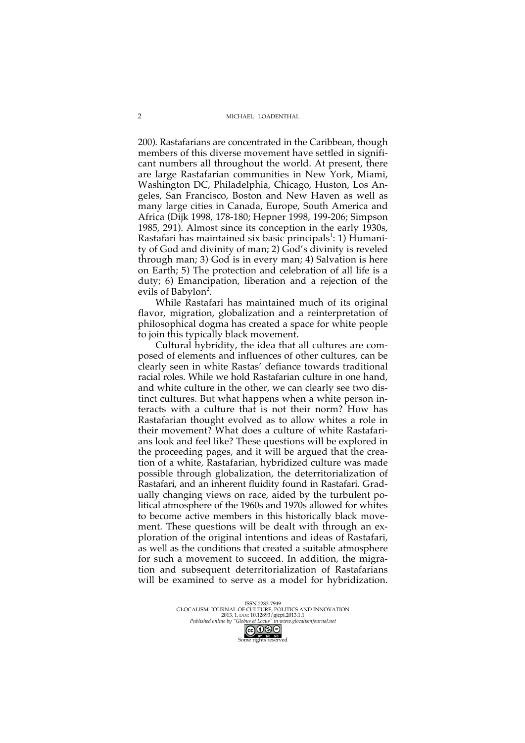200). Rastafarians are concentrated in the Caribbean, though members of this diverse movement have settled in significant numbers all throughout the world. At present, there are large Rastafarian communities in New York, Miami, Washington DC, Philadelphia, Chicago, Huston, Los Angeles, San Francisco, Boston and New Haven as well as many large cities in Canada, Europe, South America and Africa (Dijk 1998, 178-180; Hepner 1998, 199-206; Simpson 1985, 291). Almost since its conception in the early 1930s, Rastafari has maintained six basic principals[1]: 1) Humanity of God and divinity of man; 2) God's divinity is reveled through man; 3) God is in every man; 4) Salvation is here on Earth; 5) The protection and celebration of all life is a duty; 6) Emancipation, liberation and a rejection of the evils of Babylon[2].

While Rastafari has maintained much of its original flavor, migration, globalization and a reinterpretation of philosophical dogma has created a space for white people to join this typically black movement.

Cultural hybridity, the idea that all cultures are composed of elements and influences of other cultures, can be clearly seen in white Rastas' defiance towards traditional racial roles. While we hold Rastafarian culture in one hand, and white culture in the other, we can clearly see two distinct cultures. But what happens when a white person interacts with a culture that is not their norm? How has Rastafarian thought evolved as to allow whites a role in their movement? What does a culture of white Rastafarians look and feel like? These questions will be explored in the proceeding pages, and it will be argued that the creation of a white, Rastafarian, hybridized culture was made possible through globalization, the deterritorialization of Rastafari, and an inherent fluidity found in Rastafari. Gradually changing views on race, aided by the turbulent political atmosphere of the 1960s and 1970s allowed for whites to become active members in this historically black movement. These questions will be dealt with through an exploration of the original intentions and ideas of Rastafari, as well as the conditions that created a suitable atmosphere for such a movement to succeed. In addition, the migration and subsequent deterritorialization of Rastafarians will be examined to serve as a model for hybridization.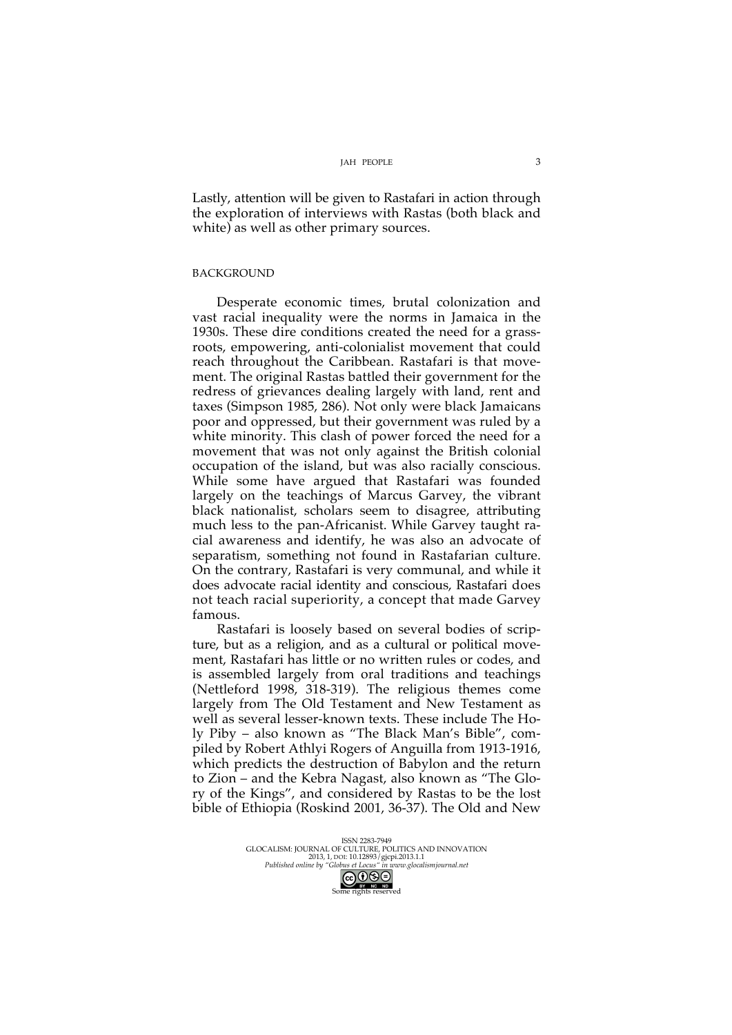Lastly, attention will be given to Rastafari in action through the exploration of interviews with Rastas (both black and white) as well as other primary sources.

## BACKGROUND

Desperate economic times, brutal colonization and vast racial inequality were the norms in Jamaica in the 1930s. These dire conditions created the need for a grassroots, empowering, anti-colonialist movement that could reach throughout the Caribbean. Rastafari is that movement. The original Rastas battled their government for the redress of grievances dealing largely with land, rent and taxes (Simpson 1985, 286). Not only were black Jamaicans poor and oppressed, but their government was ruled by a white minority. This clash of power forced the need for a movement that was not only against the British colonial occupation of the island, but was also racially conscious. While some have argued that Rastafari was founded largely on the teachings of Marcus Garvey, the vibrant black nationalist, scholars seem to disagree, attributing much less to the pan-Africanist. While Garvey taught racial awareness and identify, he was also an advocate of separatism, something not found in Rastafarian culture. On the contrary, Rastafari is very communal, and while it does advocate racial identity and conscious, Rastafari does not teach racial superiority, a concept that made Garvey famous.

Rastafari is loosely based on several bodies of scripture, but as a religion, and as a cultural or political movement, Rastafari has little or no written rules or codes, and is assembled largely from oral traditions and teachings (Nettleford 1998, 318-319). The religious themes come largely from The Old Testament and New Testament as well as several lesser-known texts. These include The Holy Piby – also known as "The Black Man's Bible", compiled by Robert Athlyi Rogers of Anguilla from 1913-1916, which predicts the destruction of Babylon and the return to Zion – and the Kebra Nagast, also known as "The Glory of the Kings", and considered by Rastas to be the lost bible of Ethiopia (Roskind 2001, 36-37). The Old and New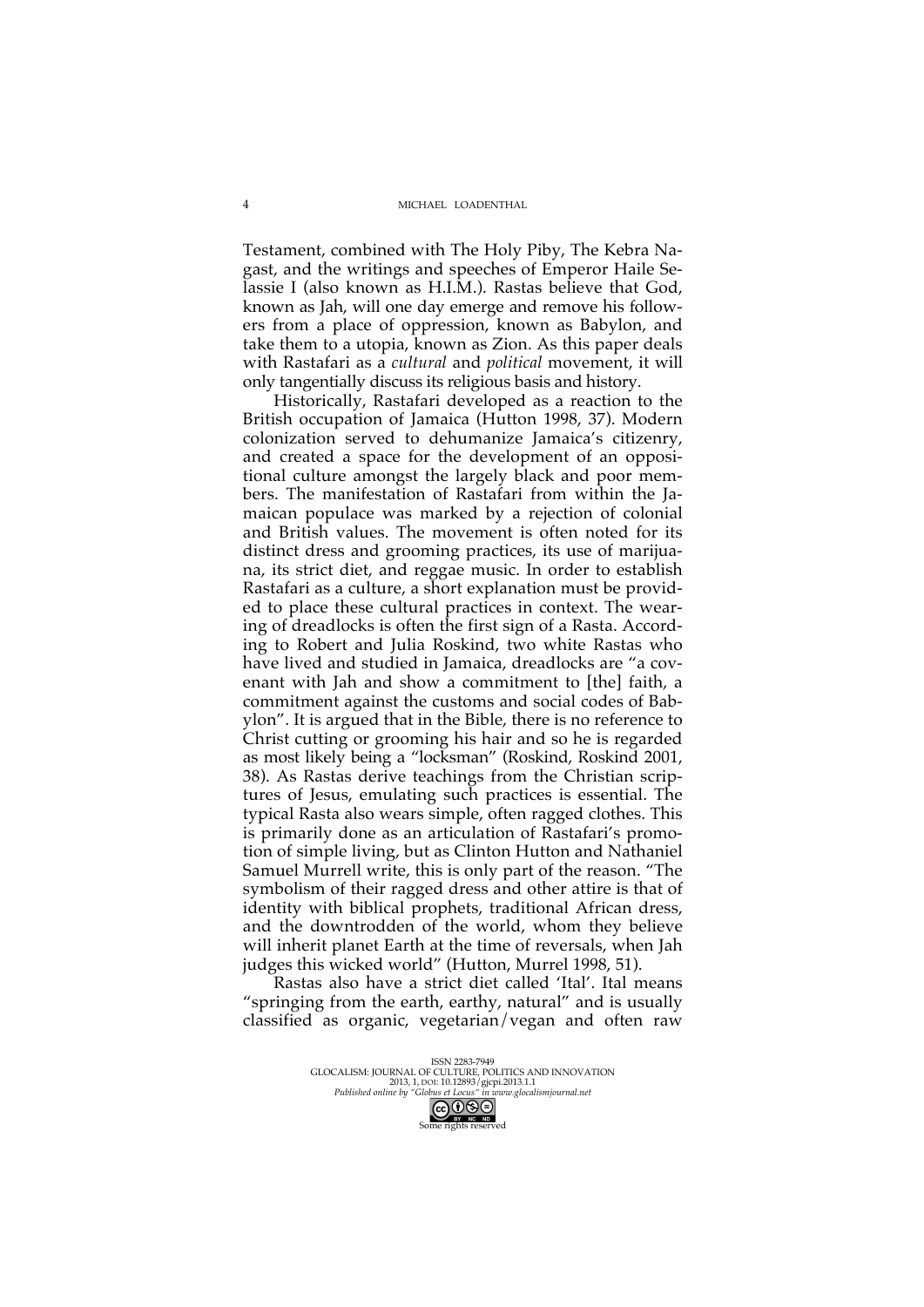Testament, combined with The Holy Piby, The Kebra Nagast, and the writings and speeches of Emperor Haile Selassie I (also known as H.I.M.). Rastas believe that God, known as Jah, will one day emerge and remove his followers from a place of oppression, known as Babylon, and take them to a utopia, known as Zion. As this paper deals with Rastafari as a *cultural* and *political* movement, it will only tangentially discuss its religious basis and history.

Historically, Rastafari developed as a reaction to the British occupation of Jamaica (Hutton 1998, 37). Modern colonization served to dehumanize Jamaica's citizenry, and created a space for the development of an oppositional culture amongst the largely black and poor members. The manifestation of Rastafari from within the Jamaican populace was marked by a rejection of colonial and British values. The movement is often noted for its distinct dress and grooming practices, its use of marijuana, its strict diet, and reggae music. In order to establish Rastafari as a culture, a short explanation must be provided to place these cultural practices in context. The wearing of dreadlocks is often the first sign of a Rasta. According to Robert and Julia Roskind, two white Rastas who have lived and studied in Jamaica, dreadlocks are "a covenant with Jah and show a commitment to [the] faith, a commitment against the customs and social codes of Babylon". It is argued that in the Bible, there is no reference to Christ cutting or grooming his hair and so he is regarded as most likely being a "locksman" (Roskind, Roskind 2001, 38). As Rastas derive teachings from the Christian scriptures of Jesus, emulating such practices is essential. The typical Rasta also wears simple, often ragged clothes. This is primarily done as an articulation of Rastafari's promotion of simple living, but as Clinton Hutton and Nathaniel Samuel Murrell write, this is only part of the reason. "The symbolism of their ragged dress and other attire is that of identity with biblical prophets, traditional African dress, and the downtrodden of the world, whom they believe will inherit planet Earth at the time of reversals, when Jah judges this wicked world" (Hutton, Murrel 1998, 51).

Rastas also have a strict diet called 'Ital'. Ital means "springing from the earth, earthy, natural" and is usually classified as organic, vegetarian/vegan and often raw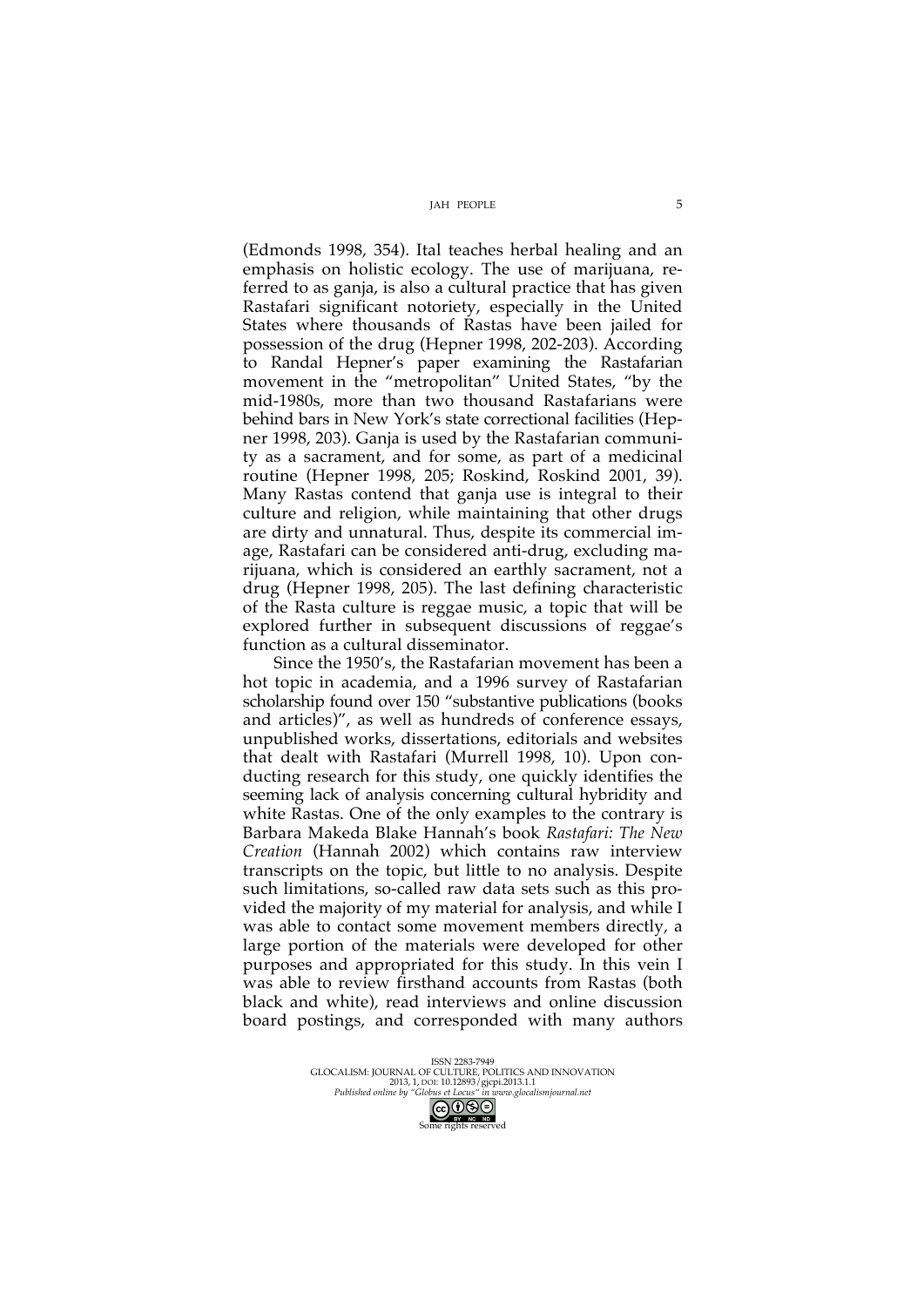(Edmonds 1998, 354). Ital teaches herbal healing and an emphasis on holistic ecology. The use of marijuana, referred to as ganja, is also a cultural practice that has given Rastafari significant notoriety, especially in the United States where thousands of Rastas have been jailed for possession of the drug (Hepner 1998, 202-203). According to Randal Hepner's paper examining the Rastafarian movement in the "metropolitan" United States, "by the mid-1980s, more than two thousand Rastafarians were behind bars in New York's state correctional facilities (Hepner 1998, 203). Ganja is used by the Rastafarian community as a sacrament, and for some, as part of a medicinal routine (Hepner 1998, 205; Roskind, Roskind 2001, 39). Many Rastas contend that ganja use is integral to their culture and religion, while maintaining that other drugs are dirty and unnatural. Thus, despite its commercial image, Rastafari can be considered anti-drug, excluding marijuana, which is considered an earthly sacrament, not a drug (Hepner 1998, 205). The last defining characteristic of the Rasta culture is reggae music, a topic that will be explored further in subsequent discussions of reggae's function as a cultural disseminator.

Since the 1950's, the Rastafarian movement has been a hot topic in academia, and a 1996 survey of Rastafarian scholarship found over 150 "substantive publications (books and articles)", as well as hundreds of conference essays, unpublished works, dissertations, editorials and websites that dealt with Rastafari (Murrell 1998, 10). Upon conducting research for this study, one quickly identifies the seeming lack of analysis concerning cultural hybridity and white Rastas. One of the only examples to the contrary is Barbara Makeda Blake Hannah's book *Rastafari: The New Creation* (Hannah 2002) which contains raw interview transcripts on the topic, but little to no analysis. Despite such limitations, so-called raw data sets such as this provided the majority of my material for analysis, and while I was able to contact some movement members directly, a large portion of the materials were developed for other purposes and appropriated for this study. In this vein I was able to review firsthand accounts from Rastas (both black and white), read interviews and online discussion board postings, and corresponded with many authors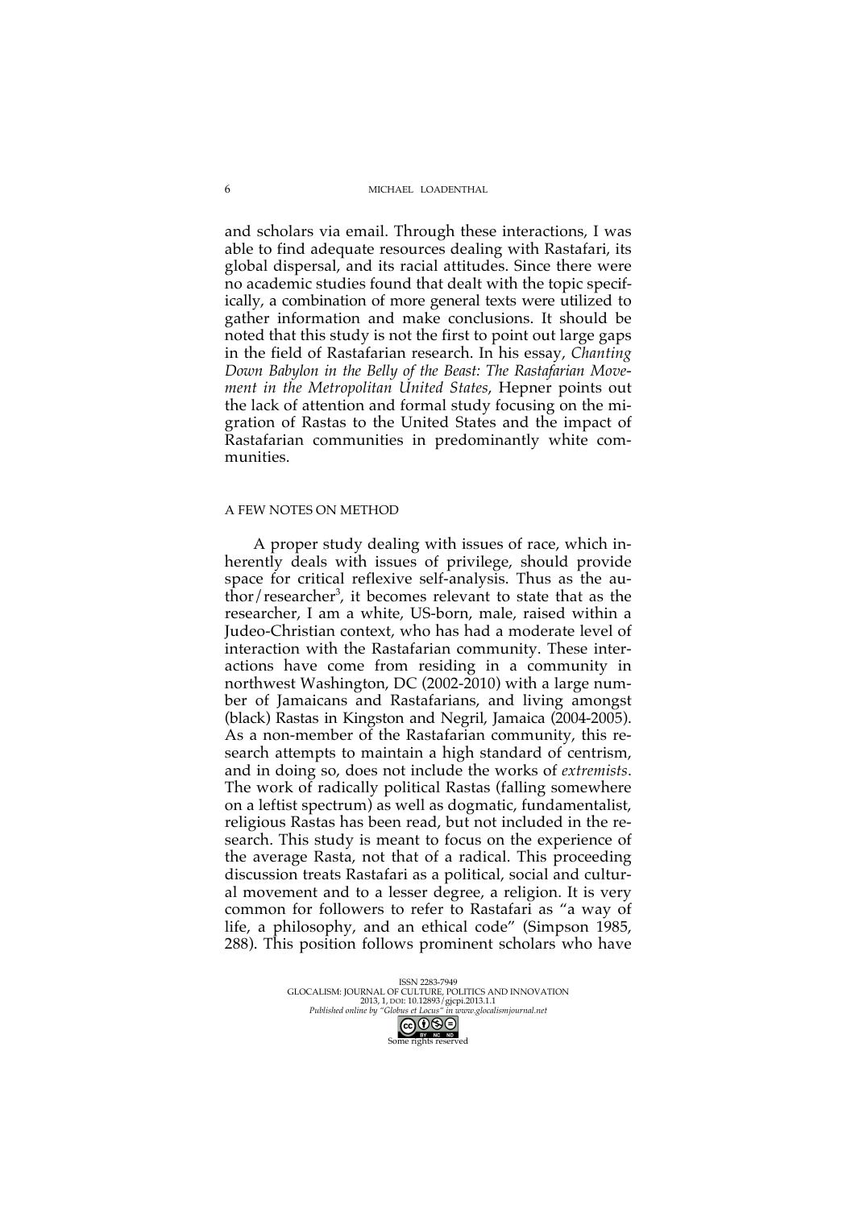and scholars via email. Through these interactions, I was able to find adequate resources dealing with Rastafari, its global dispersal, and its racial attitudes. Since there were no academic studies found that dealt with the topic specifically, a combination of more general texts were utilized to gather information and make conclusions. It should be noted that this study is not the first to point out large gaps in the field of Rastafarian research. In his essay, *Chanting Down Babylon in the Belly of the Beast: The Rastafarian Movement in the Metropolitan United States*, Hepner points out the lack of attention and formal study focusing on the migration of Rastas to the United States and the impact of Rastafarian communities in predominantly white communities.

## A FEW NOTES ON METHOD

A proper study dealing with issues of race, which inherently deals with issues of privilege, should provide space for critical reflexive self-analysis. Thus as the author/researcher[3], it becomes relevant to state that as the researcher, I am a white, US-born, male, raised within a Judeo-Christian context, who has had a moderate level of interaction with the Rastafarian community. These interactions have come from residing in a community in northwest Washington, DC (2002-2010) with a large number of Jamaicans and Rastafarians, and living amongst (black) Rastas in Kingston and Negril, Jamaica (2004-2005). As a non-member of the Rastafarian community, this research attempts to maintain a high standard of centrism, and in doing so, does not include the works of *extremists*. The work of radically political Rastas (falling somewhere on a leftist spectrum) as well as dogmatic, fundamentalist, religious Rastas has been read, but not included in the research. This study is meant to focus on the experience of the average Rasta, not that of a radical. This proceeding discussion treats Rastafari as a political, social and cultural movement and to a lesser degree, a religion. It is very common for followers to refer to Rastafari as "a way of life, a philosophy, and an ethical code" (Simpson 1985, 288). This position follows prominent scholars who have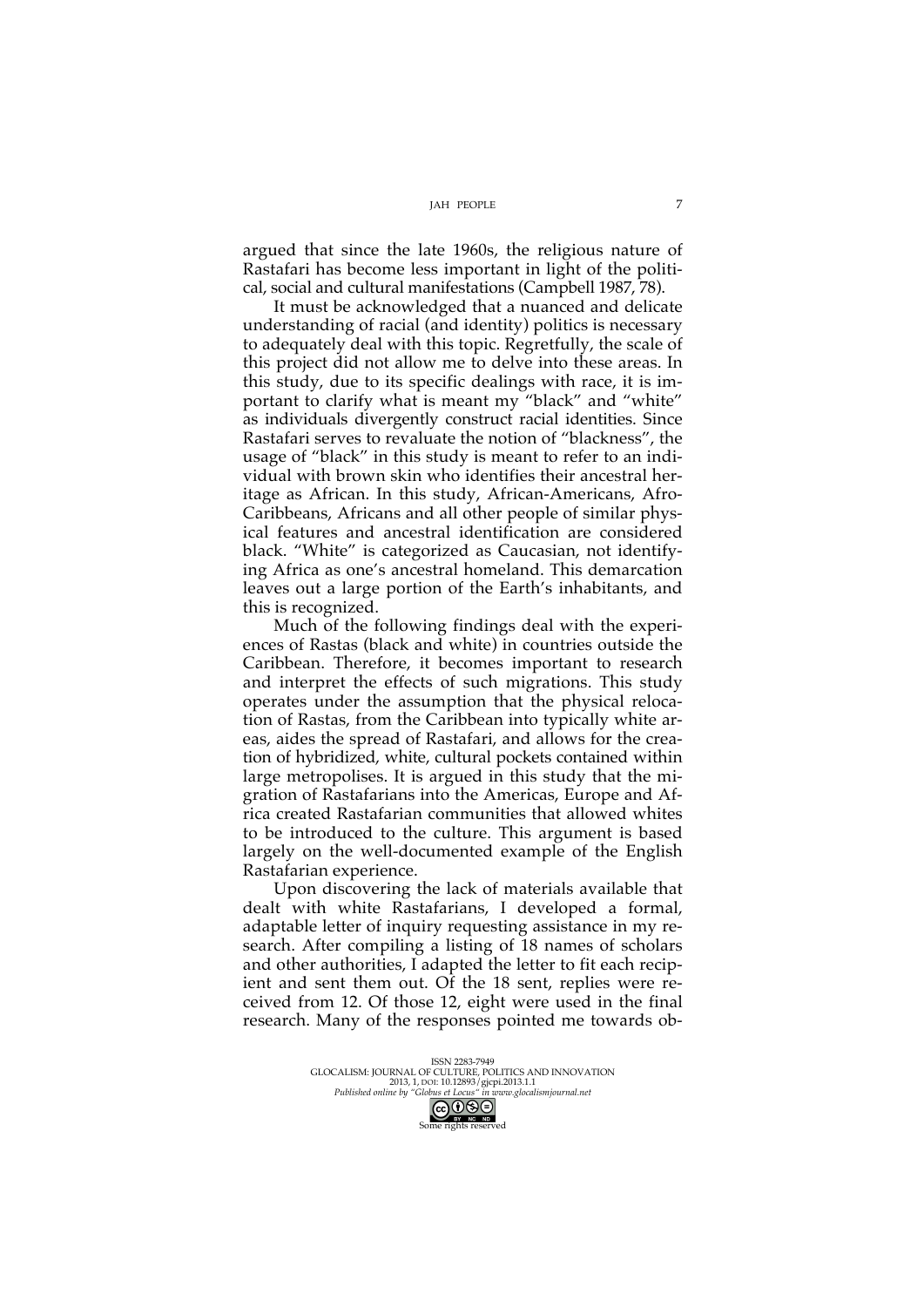argued that since the late 1960s, the religious nature of Rastafari has become less important in light of the political, social and cultural manifestations (Campbell 1987, 78).

It must be acknowledged that a nuanced and delicate understanding of racial (and identity) politics is necessary to adequately deal with this topic. Regretfully, the scale of this project did not allow me to delve into these areas. In this study, due to its specific dealings with race, it is important to clarify what is meant my "black" and "white" as individuals divergently construct racial identities. Since Rastafari serves to revaluate the notion of "blackness", the usage of "black" in this study is meant to refer to an individual with brown skin who identifies their ancestral heritage as African. In this study, African-Americans, Afro-Caribbeans, Africans and all other people of similar physical features and ancestral identification are considered black. "White" is categorized as Caucasian, not identifying Africa as one's ancestral homeland. This demarcation leaves out a large portion of the Earth's inhabitants, and this is recognized.

Much of the following findings deal with the experiences of Rastas (black and white) in countries outside the Caribbean. Therefore, it becomes important to research and interpret the effects of such migrations. This study operates under the assumption that the physical relocation of Rastas, from the Caribbean into typically white areas, aides the spread of Rastafari, and allows for the creation of hybridized, white, cultural pockets contained within large metropolises. It is argued in this study that the migration of Rastafarians into the Americas, Europe and Africa created Rastafarian communities that allowed whites to be introduced to the culture. This argument is based largely on the well-documented example of the English Rastafarian experience.

Upon discovering the lack of materials available that dealt with white Rastafarians, I developed a formal, adaptable letter of inquiry requesting assistance in my research. After compiling a listing of 18 names of scholars and other authorities, I adapted the letter to fit each recipient and sent them out. Of the 18 sent, replies were received from 12. Of those 12, eight were used in the final research. Many of the responses pointed me towards ob-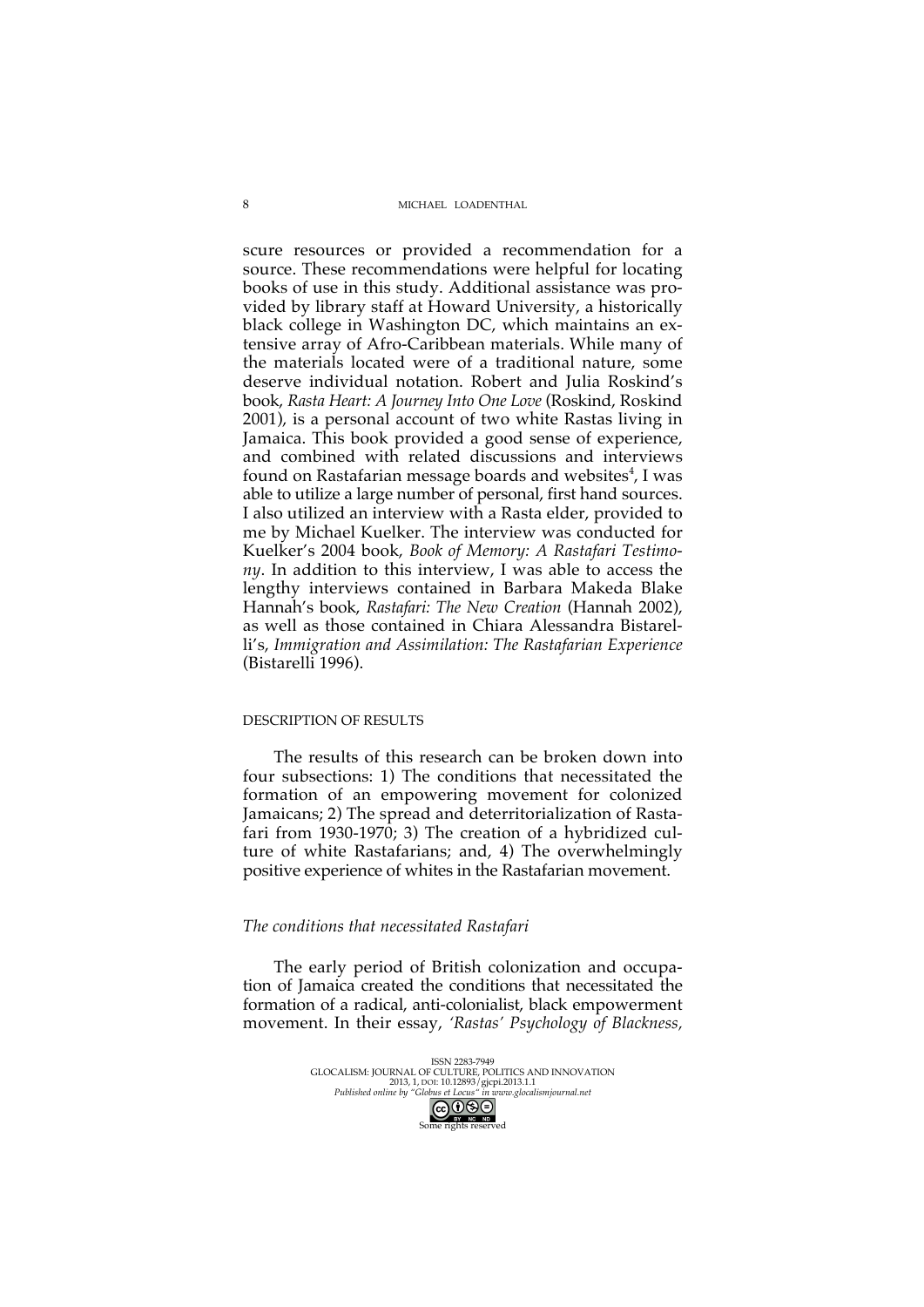scure resources or provided a recommendation for a source. These recommendations were helpful for locating books of use in this study. Additional assistance was provided by library staff at Howard University, a historically black college in Washington DC, which maintains an extensive array of Afro-Caribbean materials. While many of the materials located were of a traditional nature, some deserve individual notation. Robert and Julia Roskind's book, *Rasta Heart: A Journey Into One Love* (Roskind, Roskind 2001), is a personal account of two white Rastas living in Jamaica. This book provided a good sense of experience, and combined with related discussions and interviews found on Rastafarian message boards and websites[4], I was able to utilize a large number of personal, first hand sources. I also utilized an interview with a Rasta elder, provided to me by Michael Kuelker. The interview was conducted for Kuelker's 2004 book, *Book of Memory: A Rastafari Testimony*. In addition to this interview, I was able to access the lengthy interviews contained in Barbara Makeda Blake Hannah's book, *Rastafari: The New Creation* (Hannah 2002), as well as those contained in Chiara Alessandra Bistarelli's, *Immigration and Assimilation: The Rastafarian Experience* (Bistarelli 1996).

## DESCRIPTION OF RESULTS

The results of this research can be broken down into four subsections: 1) The conditions that necessitated the formation of an empowering movement for colonized Jamaicans; 2) The spread and deterritorialization of Rastafari from 1930-1970; 3) The creation of a hybridized culture of white Rastafarians; and, 4) The overwhelmingly positive experience of whites in the Rastafarian movement.

### *The conditions that necessitated Rastafari*

The early period of British colonization and occupation of Jamaica created the conditions that necessitated the formation of a radical, anti-colonialist, black empowerment movement. In their essay, *'Rastas' Psychology of Blackness,*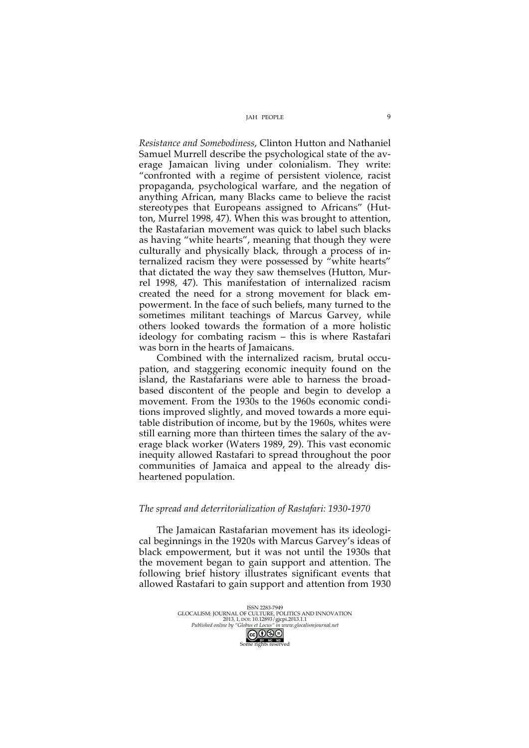*Resistance and Somebodiness*, Clinton Hutton and Nathaniel Samuel Murrell describe the psychological state of the average Jamaican living under colonialism. They write: "confronted with a regime of persistent violence, racist propaganda, psychological warfare, and the negation of anything African, many Blacks came to believe the racist stereotypes that Europeans assigned to Africans" (Hutton, Murrel 1998, 47). When this was brought to attention, the Rastafarian movement was quick to label such blacks as having "white hearts", meaning that though they were culturally and physically black, through a process of internalized racism they were possessed by "white hearts" that dictated the way they saw themselves (Hutton, Murrel 1998, 47). This manifestation of internalized racism created the need for a strong movement for black empowerment. In the face of such beliefs, many turned to the sometimes militant teachings of Marcus Garvey, while others looked towards the formation of a more holistic ideology for combating racism – this is where Rastafari was born in the hearts of Jamaicans.

Combined with the internalized racism, brutal occupation, and staggering economic inequity found on the island, the Rastafarians were able to harness the broad-based discontent of the people and begin to develop a movement. From the 1930s to the 1960s economic conditions improved slightly, and moved towards a more equitable distribution of income, but by the 1960s, whites were still earning more than thirteen times the salary of the average black worker (Waters 1989, 29). This vast economic inequity allowed Rastafari to spread throughout the poor communities of Jamaica and appeal to the already disheartened population.

### *The spread and deterritorialization of Rastafari: 1930-1970*

The Jamaican Rastafarian movement has its ideological beginnings in the 1920s with Marcus Garvey's ideas of black empowerment, but it was not until the 1930s that the movement began to gain support and attention. The following brief history illustrates significant events that allowed Rastafari to gain support and attention from 1930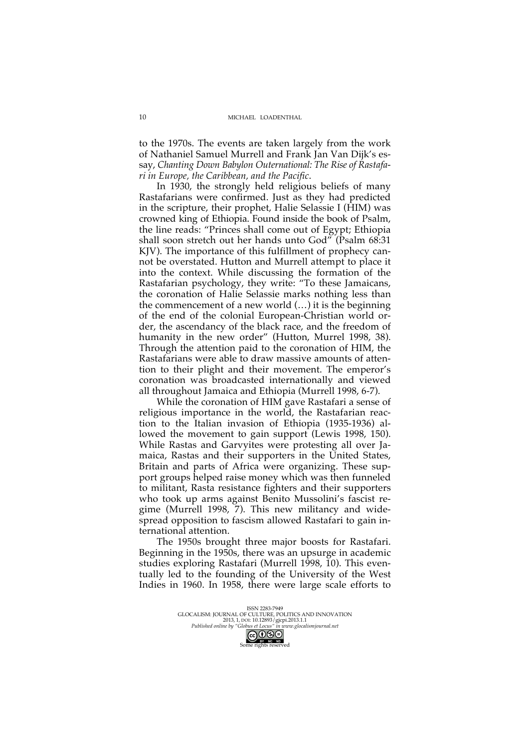to the 1970s. The events are taken largely from the work of Nathaniel Samuel Murrell and Frank Jan Van Dijk's essay, *Chanting Down Babylon Outernational: The Rise of Rastafari in Europe, the Caribbean, and the Pacific*.

In 1930, the strongly held religious beliefs of many Rastafarians were confirmed. Just as they had predicted in the scripture, their prophet, Halie Selassie I (HIM) was crowned king of Ethiopia. Found inside the book of Psalm, the line reads: "Princes shall come out of Egypt; Ethiopia shall soon stretch out her hands unto God" (Psalm 68:31 KJV). The importance of this fulfillment of prophecy cannot be overstated. Hutton and Murrell attempt to place it into the context. While discussing the formation of the Rastafarian psychology, they write: "To these Jamaicans, the coronation of Halie Selassie marks nothing less than the commencement of a new world (…) it is the beginning of the end of the colonial European-Christian world order, the ascendancy of the black race, and the freedom of humanity in the new order" (Hutton, Murrel 1998, 38). Through the attention paid to the coronation of HIM, the Rastafarians were able to draw massive amounts of attention to their plight and their movement. The emperor's coronation was broadcasted internationally and viewed all throughout Jamaica and Ethiopia (Murrell 1998, 6-7).

While the coronation of HIM gave Rastafari a sense of religious importance in the world, the Rastafarian reaction to the Italian invasion of Ethiopia (1935-1936) allowed the movement to gain support (Lewis 1998, 150). While Rastas and Garvyites were protesting all over Jamaica, Rastas and their supporters in the United States, Britain and parts of Africa were organizing. These support groups helped raise money which was then funneled to militant, Rasta resistance fighters and their supporters who took up arms against Benito Mussolini's fascist regime (Murrell 1998, 7). This new militancy and widespread opposition to fascism allowed Rastafari to gain international attention.

The 1950s brought three major boosts for Rastafari. Beginning in the 1950s, there was an upsurge in academic studies exploring Rastafari (Murrell 1998, 10). This eventually led to the founding of the University of the West Indies in 1960. In 1958, there were large scale efforts to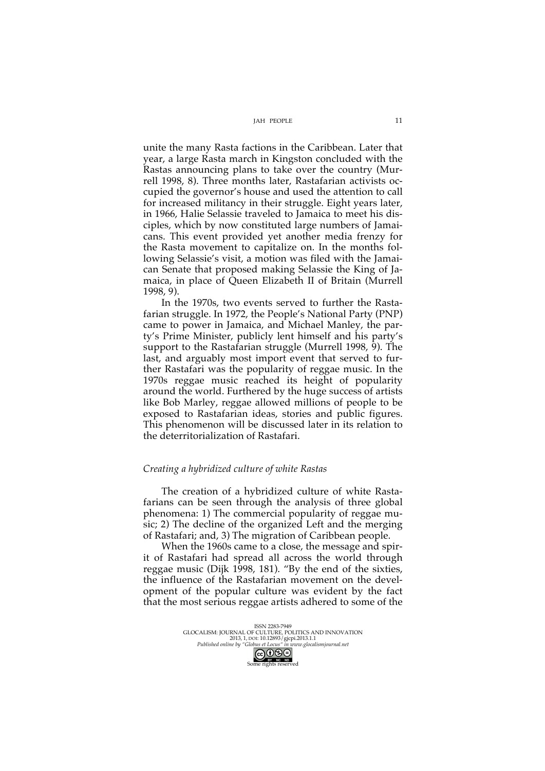unite the many Rasta factions in the Caribbean. Later that year, a large Rasta march in Kingston concluded with the Rastas announcing plans to take over the country (Murrell 1998, 8). Three months later, Rastafarian activists occupied the governor's house and used the attention to call for increased militancy in their struggle. Eight years later, in 1966, Halie Selassie traveled to Jamaica to meet his disciples, which by now constituted large numbers of Jamaicans. This event provided yet another media frenzy for the Rasta movement to capitalize on. In the months following Selassie's visit, a motion was filed with the Jamaican Senate that proposed making Selassie the King of Jamaica, in place of Queen Elizabeth II of Britain (Murrell 1998, 9).

In the 1970s, two events served to further the Rastafarian struggle. In 1972, the People's National Party (PNP) came to power in Jamaica, and Michael Manley, the party's Prime Minister, publicly lent himself and his party's support to the Rastafarian struggle (Murrell 1998, 9). The last, and arguably most import event that served to further Rastafari was the popularity of reggae music. In the 1970s reggae music reached its height of popularity around the world. Furthered by the huge success of artists like Bob Marley, reggae allowed millions of people to be exposed to Rastafarian ideas, stories and public figures. This phenomenon will be discussed later in its relation to the deterritorialization of Rastafari.

### *Creating a hybridized culture of white Rastas*

The creation of a hybridized culture of white Rastafarians can be seen through the analysis of three global phenomena: 1) The commercial popularity of reggae music; 2) The decline of the organized Left and the merging of Rastafari; and, 3) The migration of Caribbean people.

When the 1960s came to a close, the message and spirit of Rastafari had spread all across the world through reggae music (Dijk 1998, 181). "By the end of the sixties, the influence of the Rastafarian movement on the development of the popular culture was evident by the fact that the most serious reggae artists adhered to some of the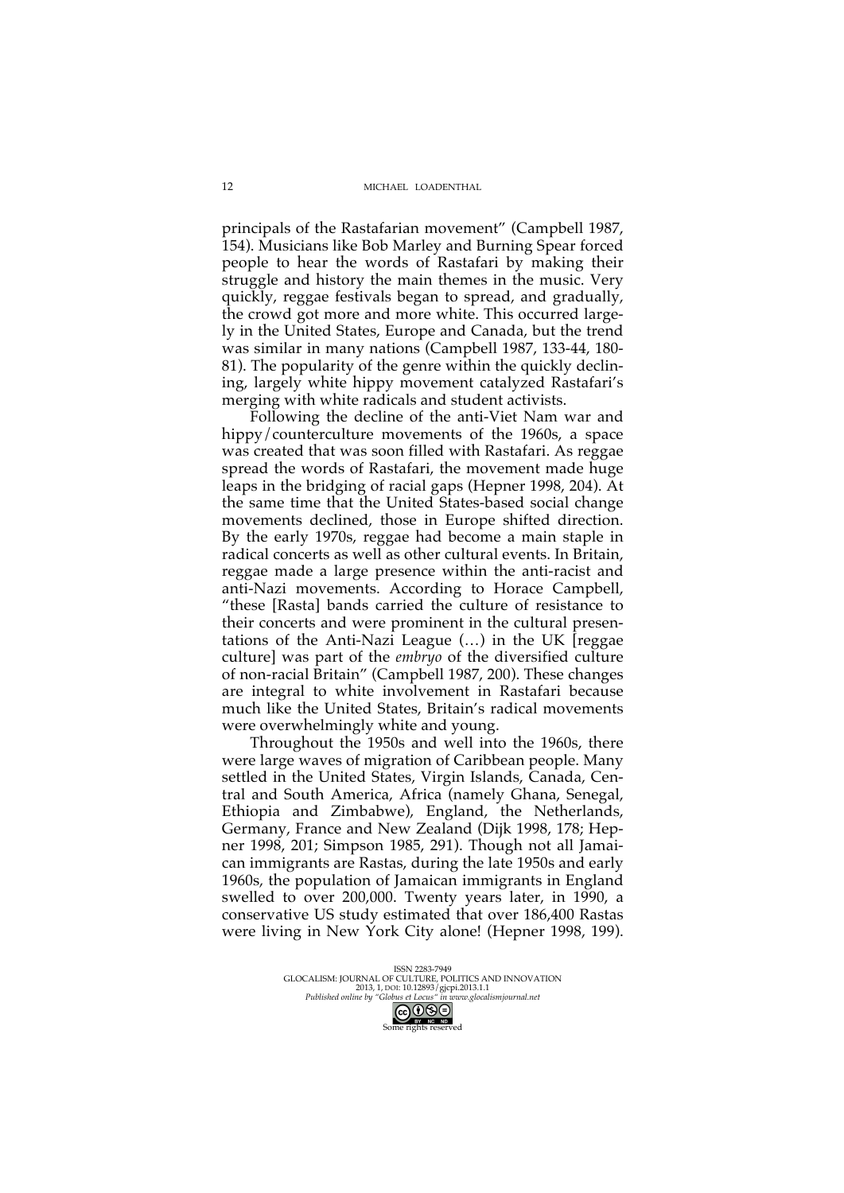principals of the Rastafarian movement" (Campbell 1987, 154). Musicians like Bob Marley and Burning Spear forced people to hear the words of Rastafari by making their struggle and history the main themes in the music. Very quickly, reggae festivals began to spread, and gradually, the crowd got more and more white. This occurred largely in the United States, Europe and Canada, but the trend was similar in many nations (Campbell 1987, 133-44, 180-81). The popularity of the genre within the quickly declining, largely white hippy movement catalyzed Rastafari's merging with white radicals and student activists.

Following the decline of the anti-Viet Nam war and hippy/counterculture movements of the 1960s, a space was created that was soon filled with Rastafari. As reggae spread the words of Rastafari, the movement made huge leaps in the bridging of racial gaps (Hepner 1998, 204). At the same time that the United States-based social change movements declined, those in Europe shifted direction. By the early 1970s, reggae had become a main staple in radical concerts as well as other cultural events. In Britain, reggae made a large presence within the anti-racist and anti-Nazi movements. According to Horace Campbell, "these [Rasta] bands carried the culture of resistance to their concerts and were prominent in the cultural presentations of the Anti-Nazi League (…) in the UK [reggae culture] was part of the *embryo* of the diversified culture of non-racial Britain" (Campbell 1987, 200). These changes are integral to white involvement in Rastafari because much like the United States, Britain's radical movements were overwhelmingly white and young.

Throughout the 1950s and well into the 1960s, there were large waves of migration of Caribbean people. Many settled in the United States, Virgin Islands, Canada, Central and South America, Africa (namely Ghana, Senegal, Ethiopia and Zimbabwe), England, the Netherlands, Germany, France and New Zealand (Dijk 1998, 178; Hepner 1998, 201; Simpson 1985, 291). Though not all Jamaican immigrants are Rastas, during the late 1950s and early 1960s, the population of Jamaican immigrants in England swelled to over 200,000. Twenty years later, in 1990, a conservative US study estimated that over 186,400 Rastas were living in New York City alone! (Hepner 1998, 199).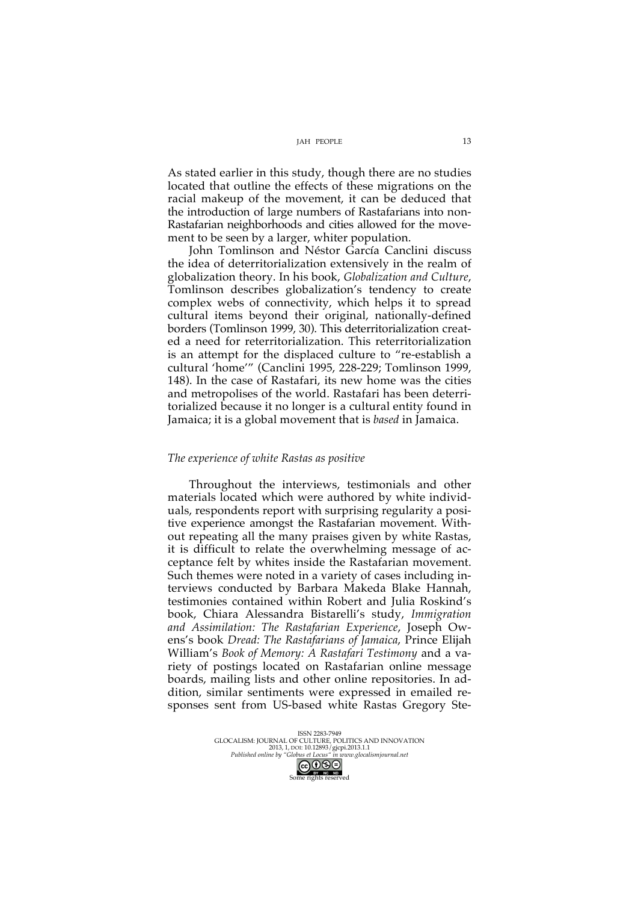As stated earlier in this study, though there are no studies located that outline the effects of these migrations on the racial makeup of the movement, it can be deduced that the introduction of large numbers of Rastafarians into non-Rastafarian neighborhoods and cities allowed for the movement to be seen by a larger, whiter population.

John Tomlinson and Néstor García Canclini discuss the idea of deterritorialization extensively in the realm of globalization theory. In his book, *Globalization and Culture*, Tomlinson describes globalization's tendency to create complex webs of connectivity, which helps it to spread cultural items beyond their original, nationally-defined borders (Tomlinson 1999, 30). This deterritorialization created a need for reterritorialization. This reterritorialization is an attempt for the displaced culture to "re-establish a cultural 'home'" (Canclini 1995, 228-229; Tomlinson 1999, 148). In the case of Rastafari, its new home was the cities and metropolises of the world. Rastafari has been deterritorialized because it no longer is a cultural entity found in Jamaica; it is a global movement that is *based* in Jamaica.

### *The experience of white Rastas as positive*

Throughout the interviews, testimonials and other materials located which were authored by white individuals, respondents report with surprising regularity a positive experience amongst the Rastafarian movement. Without repeating all the many praises given by white Rastas, it is difficult to relate the overwhelming message of acceptance felt by whites inside the Rastafarian movement. Such themes were noted in a variety of cases including interviews conducted by Barbara Makeda Blake Hannah, testimonies contained within Robert and Julia Roskind's book, Chiara Alessandra Bistarelli's study, *Immigration and Assimilation: The Rastafarian Experience*, Joseph Owens's book *Dread: The Rastafarians of Jamaica*, Prince Elijah William's *Book of Memory: A Rastafari Testimony* and a variety of postings located on Rastafarian online message boards, mailing lists and other online repositories. In addition, similar sentiments were expressed in emailed responses sent from US-based white Rastas Gregory Ste-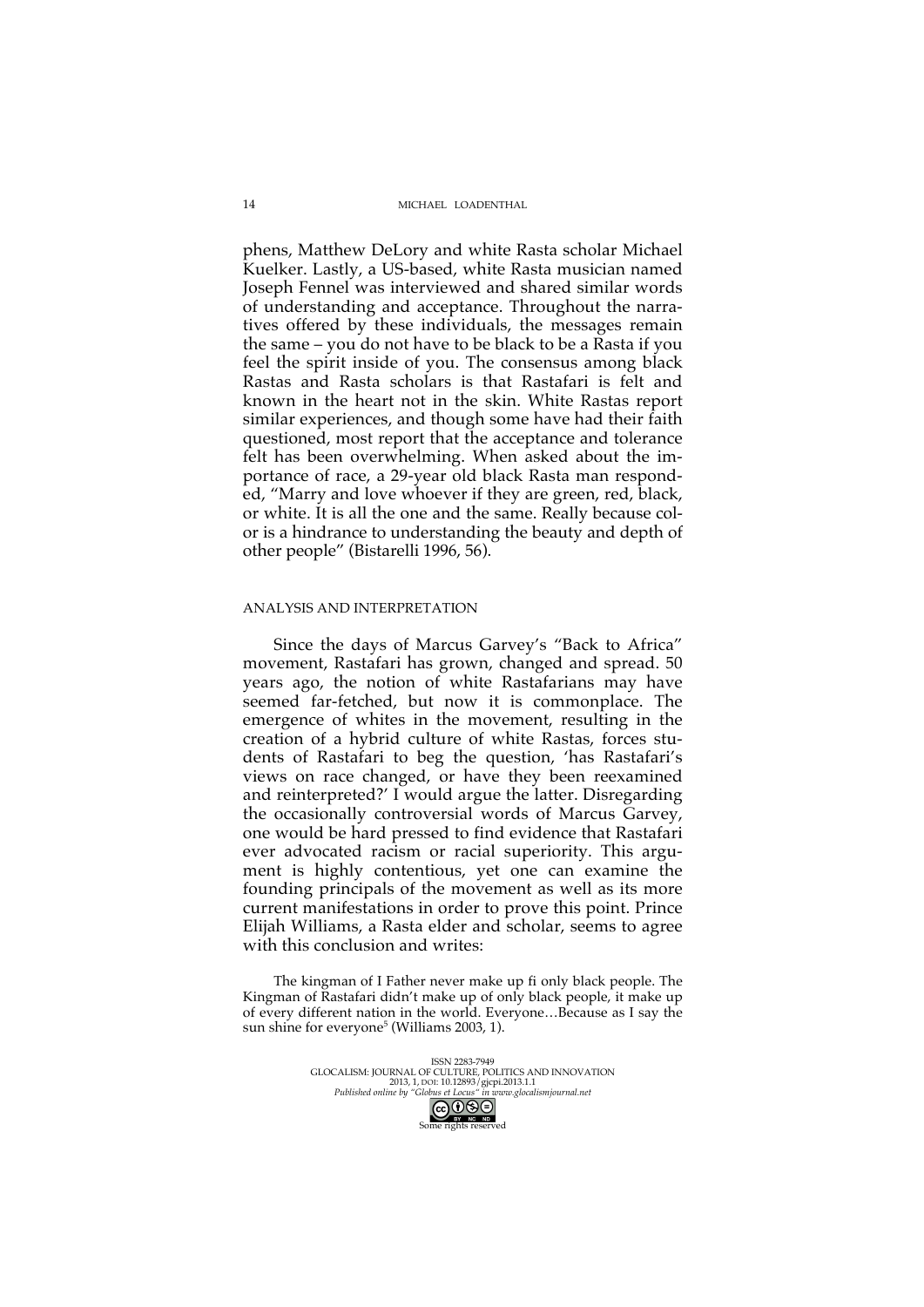phens, Matthew DeLory and white Rasta scholar Michael Kuelker. Lastly, a US-based, white Rasta musician named Joseph Fennel was interviewed and shared similar words of understanding and acceptance. Throughout the narratives offered by these individuals, the messages remain the same – you do not have to be black to be a Rasta if you feel the spirit inside of you. The consensus among black Rastas and Rasta scholars is that Rastafari is felt and known in the heart not in the skin. White Rastas report similar experiences, and though some have had their faith questioned, most report that the acceptance and tolerance felt has been overwhelming. When asked about the importance of race, a 29-year old black Rasta man responded, "Marry and love whoever if they are green, red, black, or white. It is all the one and the same. Really because color is a hindrance to understanding the beauty and depth of other people" (Bistarelli 1996, 56).

## ANALYSIS AND INTERPRETATION

Since the days of Marcus Garvey's "Back to Africa" movement, Rastafari has grown, changed and spread. 50 years ago, the notion of white Rastafarians may have seemed far-fetched, but now it is commonplace. The emergence of whites in the movement, resulting in the creation of a hybrid culture of white Rastas, forces students of Rastafari to beg the question, 'has Rastafari's views on race changed, or have they been reexamined and reinterpreted?' I would argue the latter. Disregarding the occasionally controversial words of Marcus Garvey, one would be hard pressed to find evidence that Rastafari ever advocated racism or racial superiority. This argument is highly contentious, yet one can examine the founding principals of the movement as well as its more current manifestations in order to prove this point. Prince Elijah Williams, a Rasta elder and scholar, seems to agree with this conclusion and writes:

> The kingman of I Father never make up fi only black people. The Kingman of Rastafari didn't make up of only black people, it make up of every different nation in the world. Everyone…Because as I say the sun shine for everyone[5] (Williams 2003, 1).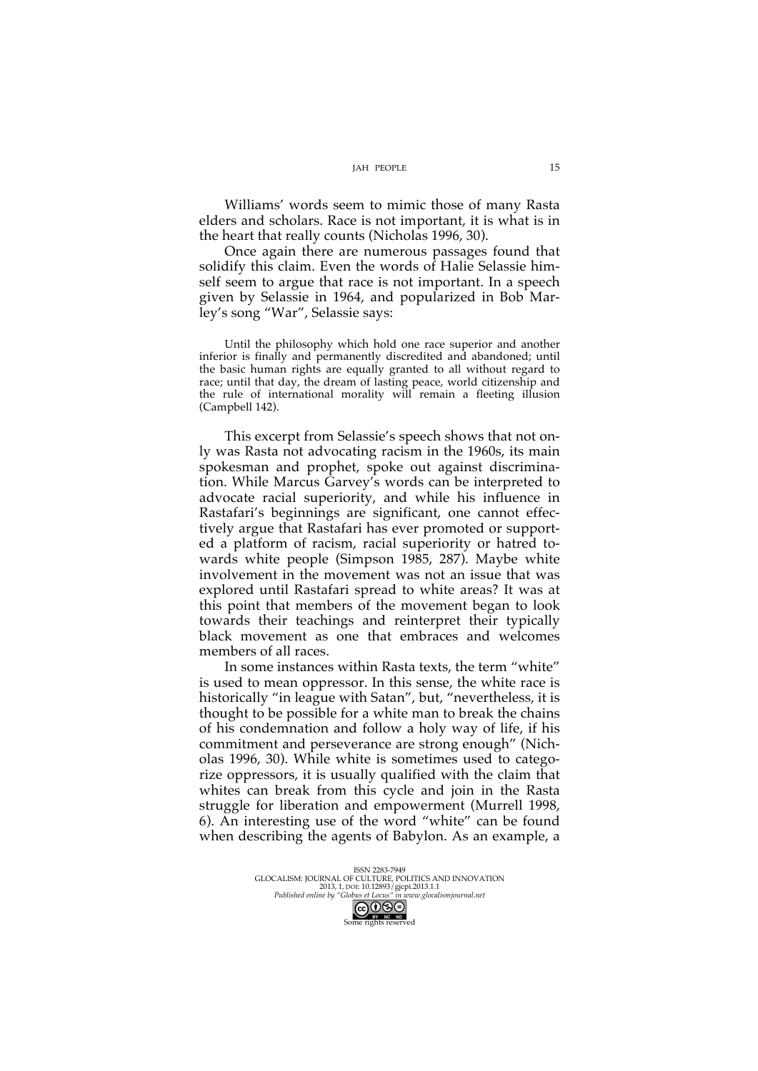Williams' words seem to mimic those of many Rasta elders and scholars. Race is not important, it is what is in the heart that really counts (Nicholas 1996, 30).

Once again there are numerous passages found that solidify this claim. Even the words of Halie Selassie himself seem to argue that race is not important. In a speech given by Selassie in 1964, and popularized in Bob Marley's song "War", Selassie says:

> Until the philosophy which hold one race superior and another inferior is finally and permanently discredited and abandoned; until the basic human rights are equally granted to all without regard to race; until that day, the dream of lasting peace, world citizenship and the rule of international morality will remain a fleeting illusion (Campbell 142).

This excerpt from Selassie's speech shows that not only was Rasta not advocating racism in the 1960s, its main spokesman and prophet, spoke out against discrimination. While Marcus Garvey's words can be interpreted to advocate racial superiority, and while his influence in Rastafari's beginnings are significant, one cannot effectively argue that Rastafari has ever promoted or supported a platform of racism, racial superiority or hatred towards white people (Simpson 1985, 287). Maybe white involvement in the movement was not an issue that was explored until Rastafari spread to white areas? It was at this point that members of the movement began to look towards their teachings and reinterpret their typically black movement as one that embraces and welcomes members of all races.

In some instances within Rasta texts, the term "white" is used to mean oppressor. In this sense, the white race is historically "in league with Satan", but, "nevertheless, it is thought to be possible for a white man to break the chains of his condemnation and follow a holy way of life, if his commitment and perseverance are strong enough" (Nicholas 1996, 30). While white is sometimes used to categorize oppressors, it is usually qualified with the claim that whites can break from this cycle and join in the Rasta struggle for liberation and empowerment (Murrell 1998, 6). An interesting use of the word "white" can be found when describing the agents of Babylon. As an example, a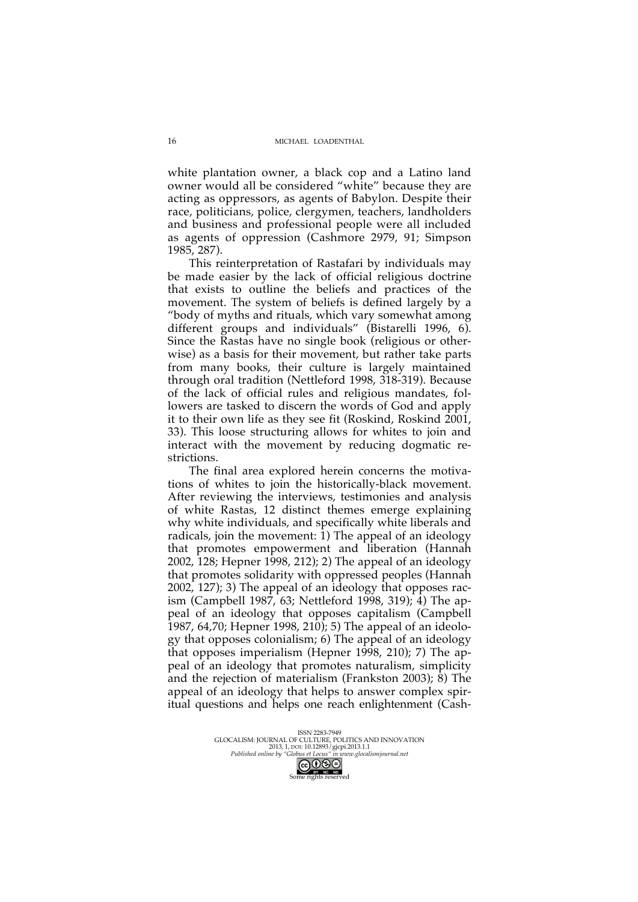white plantation owner, a black cop and a Latino land owner would all be considered "white" because they are acting as oppressors, as agents of Babylon. Despite their race, politicians, police, clergymen, teachers, landholders and business and professional people were all included as agents of oppression (Cashmore 2979, 91; Simpson 1985, 287).

This reinterpretation of Rastafari by individuals may be made easier by the lack of official religious doctrine that exists to outline the beliefs and practices of the movement. The system of beliefs is defined largely by a "body of myths and rituals, which vary somewhat among different groups and individuals" (Bistarelli 1996, 6). Since the Rastas have no single book (religious or otherwise) as a basis for their movement, but rather take parts from many books, their culture is largely maintained through oral tradition (Nettleford 1998, 318-319). Because of the lack of official rules and religious mandates, followers are tasked to discern the words of God and apply it to their own life as they see fit (Roskind, Roskind 2001, 33). This loose structuring allows for whites to join and interact with the movement by reducing dogmatic restrictions.

The final area explored herein concerns the motivations of whites to join the historically-black movement. After reviewing the interviews, testimonies and analysis of white Rastas, 12 distinct themes emerge explaining why white individuals, and specifically white liberals and radicals, join the movement: 1) The appeal of an ideology that promotes empowerment and liberation (Hannah 2002, 128; Hepner 1998, 212); 2) The appeal of an ideology that promotes solidarity with oppressed peoples (Hannah 2002, 127); 3) The appeal of an ideology that opposes racism (Campbell 1987, 63; Nettleford 1998, 319); 4) The appeal of an ideology that opposes capitalism (Campbell 1987, 64,70; Hepner 1998, 210); 5) The appeal of an ideology that opposes colonialism; 6) The appeal of an ideology that opposes imperialism (Hepner 1998, 210); 7) The appeal of an ideology that promotes naturalism, simplicity and the rejection of materialism (Frankston 2003); 8) The appeal of an ideology that helps to answer complex spiritual questions and helps one reach enlightenment (Cash-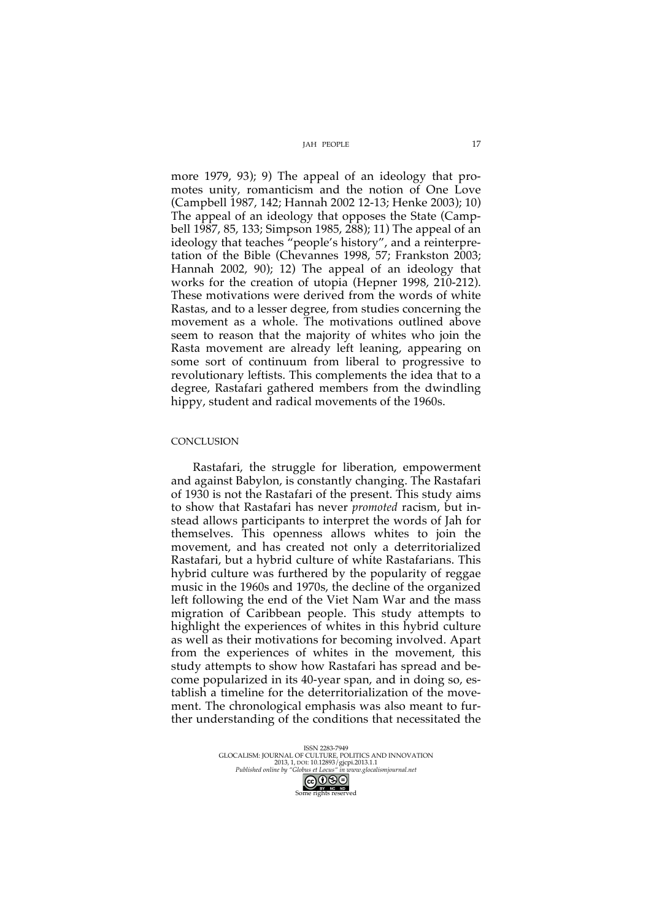more 1979, 93); 9) The appeal of an ideology that promotes unity, romanticism and the notion of One Love (Campbell 1987, 142; Hannah 2002 12-13; Henke 2003); 10) The appeal of an ideology that opposes the State (Campbell 1987, 85, 133; Simpson 1985, 288); 11) The appeal of an ideology that teaches "people's history", and a reinterpretation of the Bible (Chevannes 1998, 57; Frankston 2003; Hannah 2002, 90); 12) The appeal of an ideology that works for the creation of utopia (Hepner 1998, 210-212). These motivations were derived from the words of white Rastas, and to a lesser degree, from studies concerning the movement as a whole. The motivations outlined above seem to reason that the majority of whites who join the Rasta movement are already left leaning, appearing on some sort of continuum from liberal to progressive to revolutionary leftists. This complements the idea that to a degree, Rastafari gathered members from the dwindling hippy, student and radical movements of the 1960s.

## CONCLUSION

Rastafari, the struggle for liberation, empowerment and against Babylon, is constantly changing. The Rastafari of 1930 is not the Rastafari of the present. This study aims to show that Rastafari has never *promoted* racism, but instead allows participants to interpret the words of Jah for themselves. This openness allows whites to join the movement, and has created not only a deterritorialized Rastafari, but a hybrid culture of white Rastafarians. This hybrid culture was furthered by the popularity of reggae music in the 1960s and 1970s, the decline of the organized left following the end of the Viet Nam War and the mass migration of Caribbean people. This study attempts to highlight the experiences of whites in this hybrid culture as well as their motivations for becoming involved. Apart from the experiences of whites in the movement, this study attempts to show how Rastafari has spread and become popularized in its 40-year span, and in doing so, establish a timeline for the deterritorialization of the movement. The chronological emphasis was also meant to further understanding of the conditions that necessitated the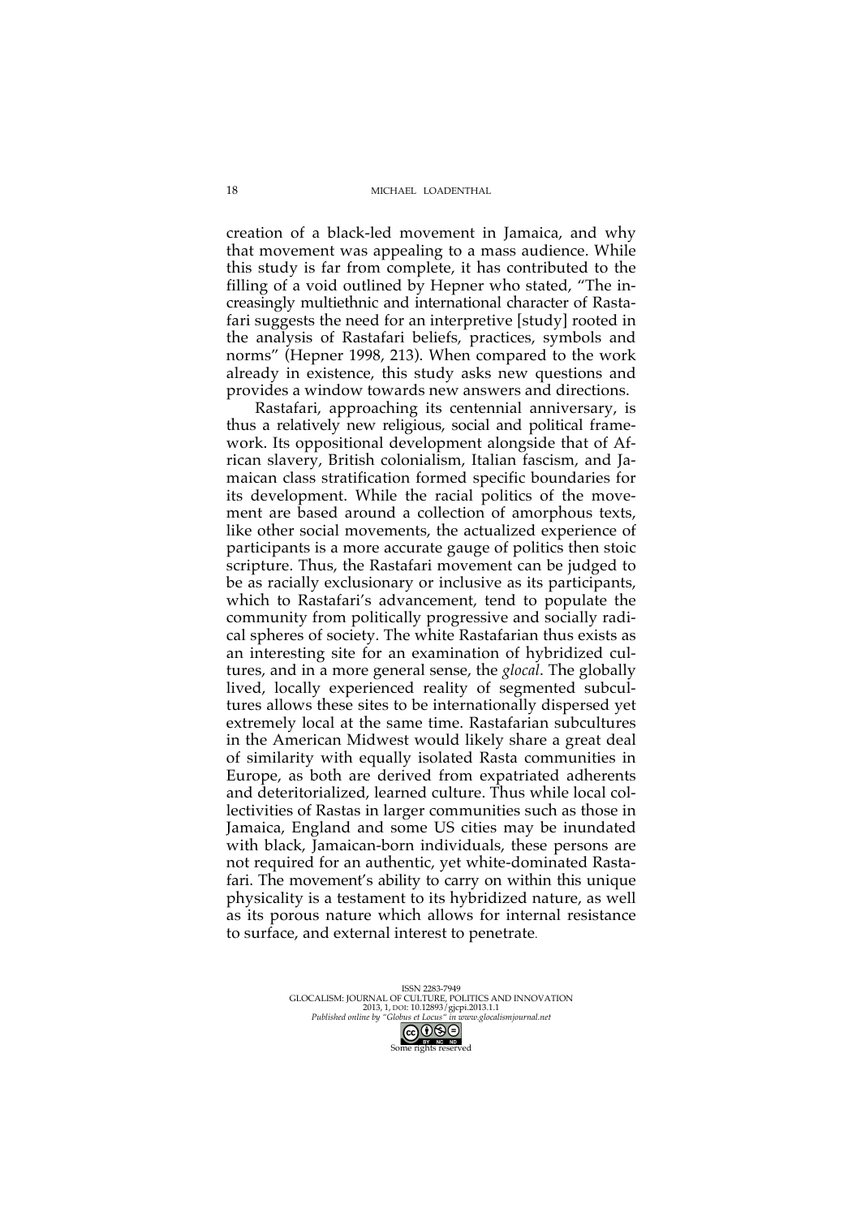creation of a black-led movement in Jamaica, and why that movement was appealing to a mass audience. While this study is far from complete, it has contributed to the filling of a void outlined by Hepner who stated, "The increasingly multiethnic and international character of Rastafari suggests the need for an interpretive [study] rooted in the analysis of Rastafari beliefs, practices, symbols and norms" (Hepner 1998, 213). When compared to the work already in existence, this study asks new questions and provides a window towards new answers and directions.

Rastafari, approaching its centennial anniversary, is thus a relatively new religious, social and political framework. Its oppositional development alongside that of African slavery, British colonialism, Italian fascism, and Jamaican class stratification formed specific boundaries for its development. While the racial politics of the movement are based around a collection of amorphous texts, like other social movements, the actualized experience of participants is a more accurate gauge of politics then stoic scripture. Thus, the Rastafari movement can be judged to be as racially exclusionary or inclusive as its participants, which to Rastafari's advancement, tend to populate the community from politically progressive and socially radical spheres of society. The white Rastafarian thus exists as an interesting site for an examination of hybridized cultures, and in a more general sense, the *glocal*. The globally lived, locally experienced reality of segmented subcultures allows these sites to be internationally dispersed yet extremely local at the same time. Rastafarian subcultures in the American Midwest would likely share a great deal of similarity with equally isolated Rasta communities in Europe, as both are derived from expatriated adherents and deteritorialized, learned culture. Thus while local collectivities of Rastas in larger communities such as those in Jamaica, England and some US cities may be inundated with black, Jamaican-born individuals, these persons are not required for an authentic, yet white-dominated Rastafari. The movement's ability to carry on within this unique physicality is a testament to its hybridized nature, as well as its porous nature which allows for internal resistance to surface, and external interest to penetrate.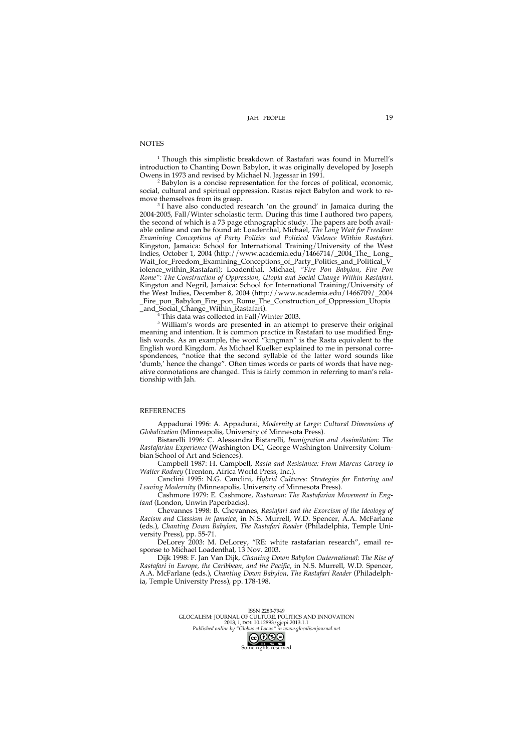## NOTES

[1] Though this simplistic breakdown of Rastafari was found in Murrell's introduction to Chanting Down Babylon, it was originally developed by Joseph Owens in 1973 and revised by Michael N. Jagessar in 1991.

[2] Babylon is a concise representation for the forces of political, economic, social, cultural and spiritual oppression. Rastas reject Babylon and work to remove themselves from its grasp.

[3] I have also conducted research 'on the ground' in Jamaica during the 2004-2005, Fall/Winter scholastic term. During this time I authored two papers, the second of which is a 73 page ethnographic study. The papers are both available online and can be found at: Loadenthal, Michael, *The Long Wait for Freedom: Examining Conceptions of Party Politics and Political Violence Within Rastafari*. Kingston, Jamaica: School for International Training/University of the West Indies, October 1, 2004 (http://www.academia.edu/1466714/_2004_The_ Long_Wait_for_Freedom_Examining_Conceptions_of_Party_Politics_and_Political_Violence_within_Rastafari); Loadenthal, Michael, *"Fire Pon Babylon, Fire Pon Rome": The Construction of Oppression, Utopia and Social Change Within Rastafari*. Kingston and Negril, Jamaica: School for International Training/University of the West Indies, December 8, 2004 (http://www.academia.edu/1466709/_2004_Fire_pon_Babylon_Fire_pon_Rome_The_Construction_of_Oppression_Utopia_and_Social_Change_Within_Rastafari).

[4] This data was collected in Fall/Winter 2003.

[5] William's words are presented in an attempt to preserve their original meaning and intention. It is common practice in Rastafari to use modified English words. As an example, the word "kingman" is the Rasta equivalent to the English word Kingdom. As Michael Kuelker explained to me in personal correspondences, "notice that the second syllable of the latter word sounds like 'dumb,' hence the change". Often times words or parts of words that have negative connotations are changed. This is fairly common in referring to man's relationship with Jah.

## REFERENCES

Appadurai 1996: A. Appadurai, *Modernity at Large: Cultural Dimensions of Globalization* (Minneapolis, University of Minnesota Press).

Bistarelli 1996: C. Alessandra Bistarelli, *Immigration and Assimilation: The Rastafarian Experience* (Washington DC, George Washington University Columbian School of Art and Sciences).

Campbell 1987: H. Campbell, *Rasta and Resistance: From Marcus Garvey to Walter Rodney* (Trenton, Africa World Press, Inc.).

Canclini 1995: N.G. Canclini, *Hybrid Cultures: Strategies for Entering and Leaving Modernity* (Minneapolis, University of Minnesota Press).

Cashmore 1979: E. Cashmore, *Rastaman: The Rastafarian Movement in England* (London, Unwin Paperbacks).

Chevannes 1998: B. Chevannes, *Rastafari and the Exorcism of the Ideology of Racism and Classism in Jamaica*, in N.S. Murrell, W.D. Spencer, A.A. McFarlane (eds.), *Chanting Down Babylon, The Rastafari Reader* (Philadelphia, Temple University Press), pp. 55-71.

DeLorey 2003: M. DeLorey, "RE: white rastafarian research", email response to Michael Loadenthal, 13 Nov. 2003.

Dijk 1998: F. Jan Van Dijk, *Chanting Down Babylon Outernational: The Rise of Rastafari in Europe, the Caribbean, and the Pacific*, in N.S. Murrell, W.D. Spencer, A.A. McFarlane (eds.), *Chanting Down Babylon, The Rastafari Reader* (Philadelphia, Temple University Press), pp. 178-198.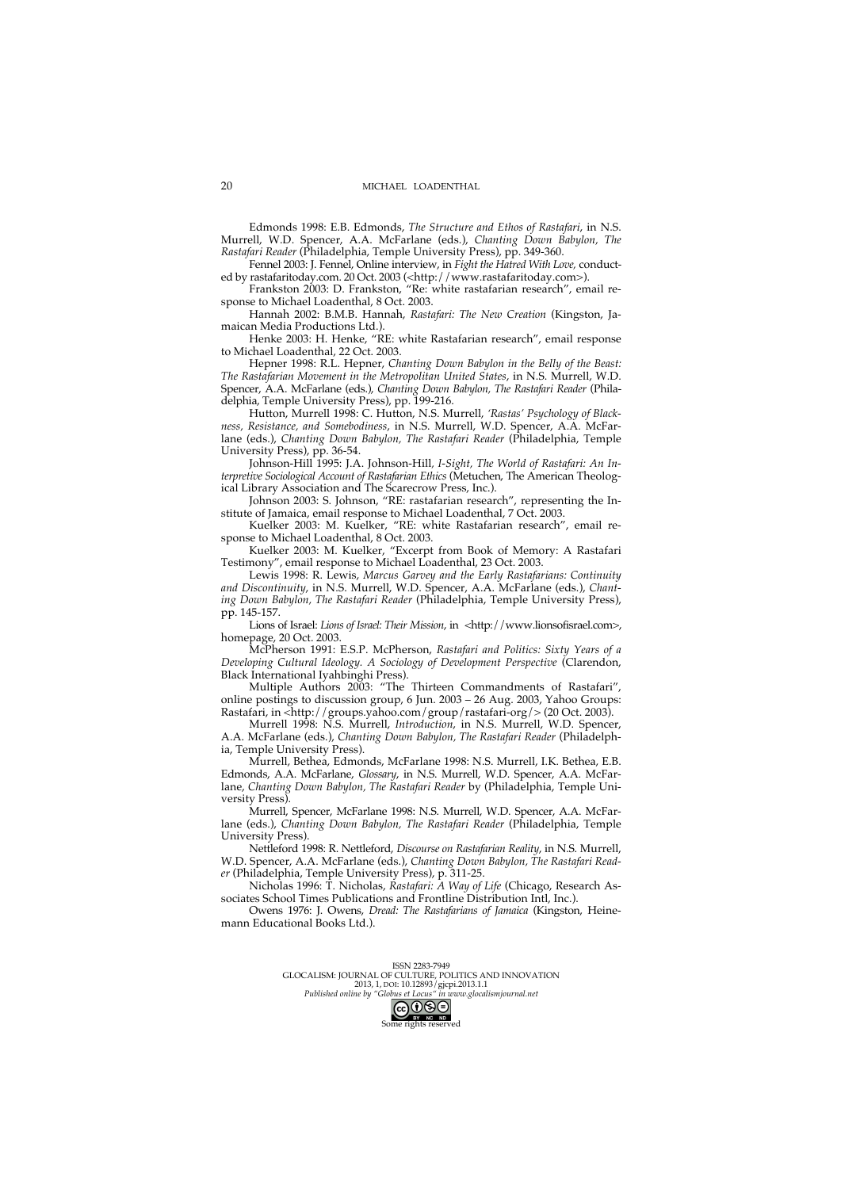Edmonds 1998: E.B. Edmonds, *The Structure and Ethos of Rastafari*, in N.S. Murrell, W.D. Spencer, A.A. McFarlane (eds.), *Chanting Down Babylon, The Rastafari Reader* (Philadelphia, Temple University Press), pp. 349-360.

Fennel 2003: J. Fennel, Online interview, in *Fight the Hatred With Love,* conducted by rastafaritoday.com. 20 Oct. 2003 (<http://www.rastafaritoday.com>).

Frankston 2003: D. Frankston, "Re: white rastafarian research", email response to Michael Loadenthal, 8 Oct. 2003.

Hannah 2002: B.M.B. Hannah, *Rastafari: The New Creation* (Kingston, Jamaican Media Productions Ltd.).

Henke 2003: H. Henke, "RE: white Rastafarian research", email response to Michael Loadenthal, 22 Oct. 2003.

Hepner 1998: R.L. Hepner, *Chanting Down Babylon in the Belly of the Beast: The Rastafarian Movement in the Metropolitan United States*, in N.S. Murrell, W.D. Spencer, A.A. McFarlane (eds.), *Chanting Down Babylon, The Rastafari Reader* (Philadelphia, Temple University Press), pp. 199-216.

Hutton, Murrell 1998: C. Hutton, N.S. Murrell, *'Rastas' Psychology of Blackness, Resistance, and Somebodiness*, in N.S. Murrell, W.D. Spencer, A.A. McFarlane (eds.), *Chanting Down Babylon, The Rastafari Reader* (Philadelphia, Temple University Press), pp. 36-54.

Johnson-Hill 1995: J.A. Johnson-Hill, *I-Sight, The World of Rastafari: An Interpretive Sociological Account of Rastafarian Ethics* (Metuchen, The American Theological Library Association and The Scarecrow Press, Inc.).

Johnson 2003: S. Johnson, "RE: rastafarian research", representing the Institute of Jamaica, email response to Michael Loadenthal, 7 Oct. 2003.

Kuelker 2003: M. Kuelker, "RE: white Rastafarian research", email response to Michael Loadenthal, 8 Oct. 2003.

Kuelker 2003: M. Kuelker, "Excerpt from Book of Memory: A Rastafari Testimony", email response to Michael Loadenthal, 23 Oct. 2003.

Lewis 1998: R. Lewis, *Marcus Garvey and the Early Rastafarians: Continuity and Discontinuity*, in N.S. Murrell, W.D. Spencer, A.A. McFarlane (eds.), *Chanting Down Babylon, The Rastafari Reader* (Philadelphia, Temple University Press), pp. 145-157.

Lions of Israel: *Lions of Israel: Their Mission*, in <http://www.lionsofisrael.com>, homepage, 20 Oct. 2003.

McPherson 1991: E.S.P. McPherson, *Rastafari and Politics: Sixty Years of a Developing Cultural Ideology. A Sociology of Development Perspective* (Clarendon, Black International Iyahbinghi Press).

Multiple Authors 2003: "The Thirteen Commandments of Rastafari", online postings to discussion group, 6 Jun. 2003 – 26 Aug. 2003, Yahoo Groups: Rastafari, in <http://groups.yahoo.com/group/rastafari-org/> (20 Oct. 2003).

Murrell 1998: N.S. Murrell, *Introduction*, in N.S. Murrell, W.D. Spencer, A.A. McFarlane (eds.), *Chanting Down Babylon, The Rastafari Reader* (Philadelphia, Temple University Press).

Murrell, Bethea, Edmonds, McFarlane 1998: N.S. Murrell, I.K. Bethea, E.B. Edmonds, A.A. McFarlane, *Glossary*, in N.S. Murrell, W.D. Spencer, A.A. McFarlane, *Chanting Down Babylon, The Rastafari Reader* by (Philadelphia, Temple University Press).

Murrell, Spencer, McFarlane 1998: N.S. Murrell, W.D. Spencer, A.A. McFarlane (eds.), *Chanting Down Babylon, The Rastafari Reader* (Philadelphia, Temple University Press).

Nettleford 1998: R. Nettleford, *Discourse on Rastafarian Reality*, in N.S. Murrell, W.D. Spencer, A.A. McFarlane (eds.), *Chanting Down Babylon, The Rastafari Reader* (Philadelphia, Temple University Press), p. 311-25.

Nicholas 1996: T. Nicholas, *Rastafari: A Way of Life* (Chicago, Research Associates School Times Publications and Frontline Distribution Intl, Inc.).

Owens 1976: J. Owens, *Dread: The Rastafarians of Jamaica* (Kingston, Heinemann Educational Books Ltd.).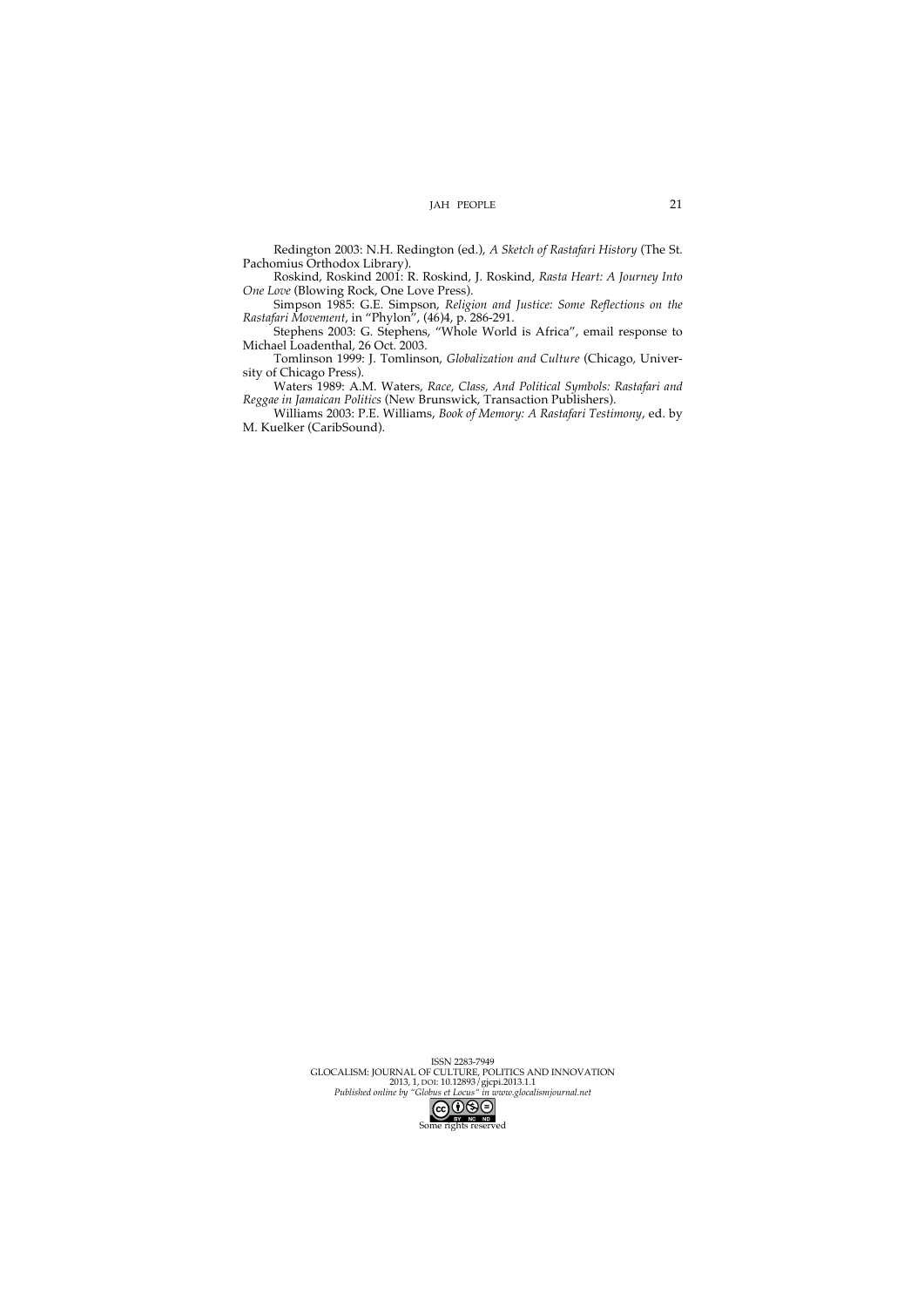Redington 2003: N.H. Redington (ed.), *A Sketch of Rastafari History* (The St. Pachomius Orthodox Library).

Roskind, Roskind 2001: R. Roskind, J. Roskind, *Rasta Heart: A Journey Into One Love* (Blowing Rock, One Love Press).

Simpson 1985: G.E. Simpson, *Religion and Justice: Some Reflections on the Rastafari Movement*, in "Phylon", (46)4, p. 286-291.

Stephens 2003: G. Stephens, "Whole World is Africa", email response to Michael Loadenthal, 26 Oct. 2003.

Tomlinson 1999: J. Tomlinson, *Globalization and Culture* (Chicago, University of Chicago Press).

Waters 1989: A.M. Waters, *Race, Class, And Political Symbols: Rastafari and Reggae in Jamaican Politics* (New Brunswick, Transaction Publishers).

Williams 2003: P.E. Williams, *Book of Memory: A Rastafari Testimony*, ed. by M. Kuelker (CaribSound).